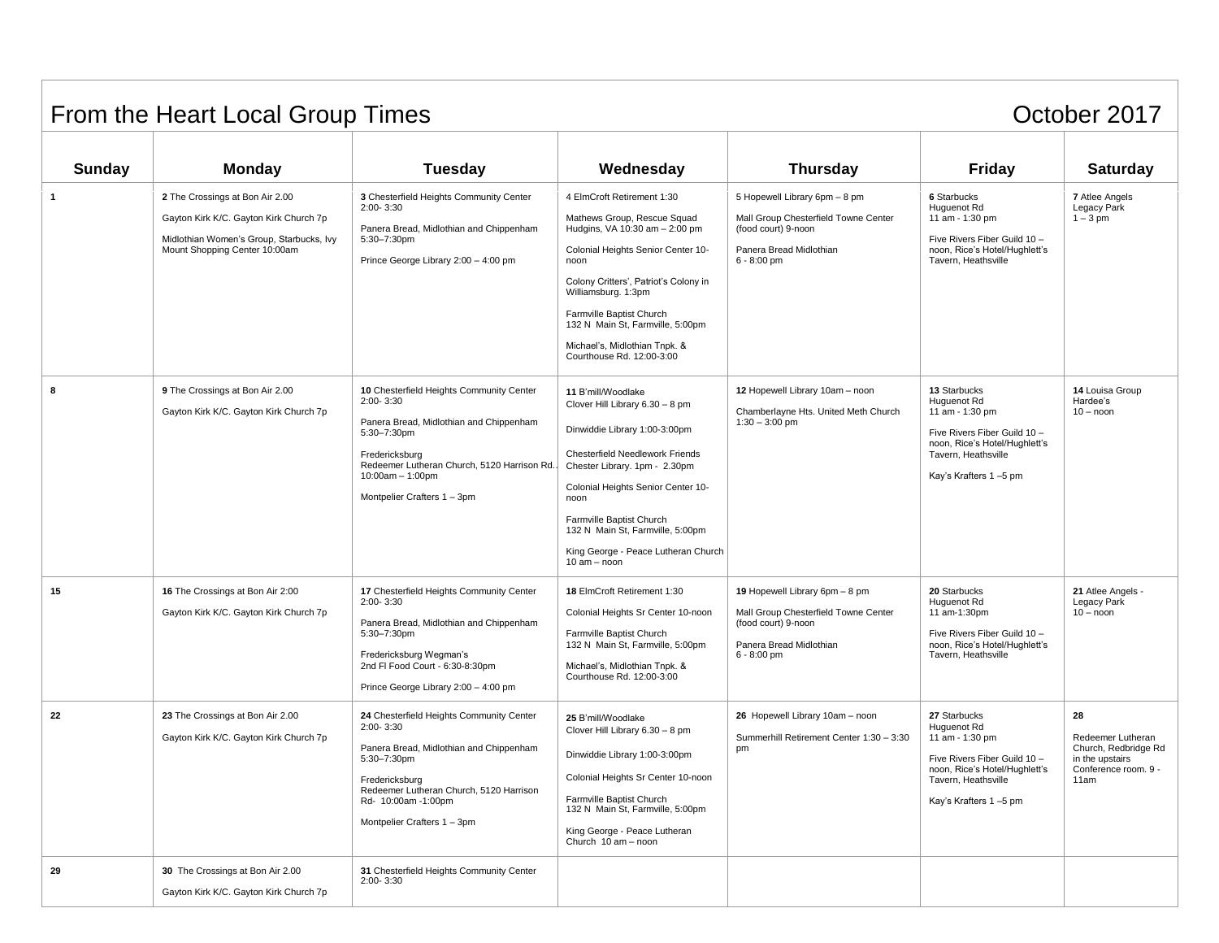# From the Heart Local Group Times — October 2017

| Sunday | Monday | Tuesday | Wednesday | Thursday | Friday | Saturday |
|---|---|---|---|---|---|---|
| **1** | **2** The Crossings at Bon Air 2.00<br><br>Gayton Kirk K/C. Gayton Kirk Church 7p<br><br>Midlothian Women's Group, Starbucks, Ivy Mount Shopping Center 10:00am | **3** Chesterfield Heights Community Center 2:00- 3:30<br><br>Panera Bread, Midlothian and Chippenham 5:30–7:30pm<br><br>Prince George Library 2:00 – 4:00 pm | 4 ElmCroft Retirement 1:30<br><br>Mathews Group, Rescue Squad Hudgins, VA 10:30 am – 2:00 pm<br><br>Colonial Heights Senior Center 10-noon<br><br>Colony Critters', Patriot's Colony in Williamsburg. 1:3pm<br><br>Farmville Baptist Church 132 N Main St, Farmville, 5:00pm<br><br>Michael's, Midlothian Tnpk. & Courthouse Rd. 12:00-3:00 | 5 Hopewell Library 6pm – 8 pm<br><br>Mall Group Chesterfield Towne Center (food court) 9-noon<br><br>Panera Bread Midlothian 6 - 8:00 pm | **6** Starbucks Huguenot Rd 11 am - 1:30 pm<br><br>Five Rivers Fiber Guild 10 – noon, Rice's Hotel/Hughlett's Tavern, Heathsville | **7** Atlee Angels Legacy Park 1 – 3 pm |
| **8** | **9** The Crossings at Bon Air 2.00<br><br>Gayton Kirk K/C. Gayton Kirk Church 7p | **10** Chesterfield Heights Community Center 2:00- 3:30<br><br>Panera Bread, Midlothian and Chippenham 5:30–7:30pm<br><br>Fredericksburg Redeemer Lutheran Church, 5120 Harrison Rd.. 10:00am – 1:00pm<br><br>Montpelier Crafters 1 – 3pm | **11** B'mill/Woodlake Clover Hill Library 6.30 – 8 pm<br><br>Dinwiddie Library 1:00-3:00pm<br><br>Chesterfield Needlework Friends Chester Library. 1pm - 2.30pm<br><br>Colonial Heights Senior Center 10-noon<br><br>Farmville Baptist Church 132 N Main St, Farmville, 5:00pm<br><br>King George - Peace Lutheran Church 10 am – noon | **12** Hopewell Library 10am – noon<br><br>Chamberlayne Hts. United Meth Church 1:30 – 3:00 pm | **13** Starbucks Huguenot Rd 11 am - 1:30 pm<br><br>Five Rivers Fiber Guild 10 – noon, Rice's Hotel/Hughlett's Tavern, Heathsville<br><br>Kay's Krafters 1 –5 pm | **14** Louisa Group Hardee's 10 – noon |
| **15** | **16** The Crossings at Bon Air 2:00<br><br>Gayton Kirk K/C. Gayton Kirk Church 7p | **17** Chesterfield Heights Community Center 2:00- 3:30<br><br>Panera Bread, Midlothian and Chippenham 5:30–7:30pm<br><br>Fredericksburg Wegman's 2nd Fl Food Court - 6:30-8:30pm<br><br>Prince George Library 2:00 – 4:00 pm | **18** ElmCroft Retirement 1:30<br><br>Colonial Heights Sr Center 10-noon<br><br>Farmville Baptist Church 132 N Main St, Farmville, 5:00pm<br><br>Michael's, Midlothian Tnpk. & Courthouse Rd. 12:00-3:00 | **19** Hopewell Library 6pm – 8 pm<br><br>Mall Group Chesterfield Towne Center (food court) 9-noon<br><br>Panera Bread Midlothian 6 - 8:00 pm | **20** Starbucks Huguenot Rd 11 am-1:30pm<br><br>Five Rivers Fiber Guild 10 – noon, Rice's Hotel/Hughlett's Tavern, Heathsville | **21** Atlee Angels - Legacy Park 10 – noon |
| **22** | **23** The Crossings at Bon Air 2.00<br><br>Gayton Kirk K/C. Gayton Kirk Church 7p | **24** Chesterfield Heights Community Center 2:00- 3:30<br><br>Panera Bread, Midlothian and Chippenham 5:30–7:30pm<br><br>Fredericksburg Redeemer Lutheran Church, 5120 Harrison Rd- 10:00am -1:00pm<br><br>Montpelier Crafters 1 – 3pm | **25** B'mill/Woodlake Clover Hill Library 6.30 – 8 pm<br><br>Dinwiddie Library 1:00-3:00pm<br><br>Colonial Heights Sr Center 10-noon<br><br>Farmville Baptist Church 132 N Main St, Farmville, 5:00pm<br><br>King George - Peace Lutheran Church 10 am – noon | **26** Hopewell Library 10am – noon<br><br>Summerhill Retirement Center 1:30 – 3:30 pm | **27** Starbucks Huguenot Rd 11 am - 1:30 pm<br><br>Five Rivers Fiber Guild 10 – noon, Rice's Hotel/Hughlett's Tavern, Heathsville<br><br>Kay's Krafters 1 –5 pm | **28**<br><br>Redeemer Lutheran Church, Redbridge Rd in the upstairs Conference room. 9 - 11am |
| **29** | **30** The Crossings at Bon Air 2.00<br><br>Gayton Kirk K/C. Gayton Kirk Church 7p | **31** Chesterfield Heights Community Center 2:00- 3:30 | | | | |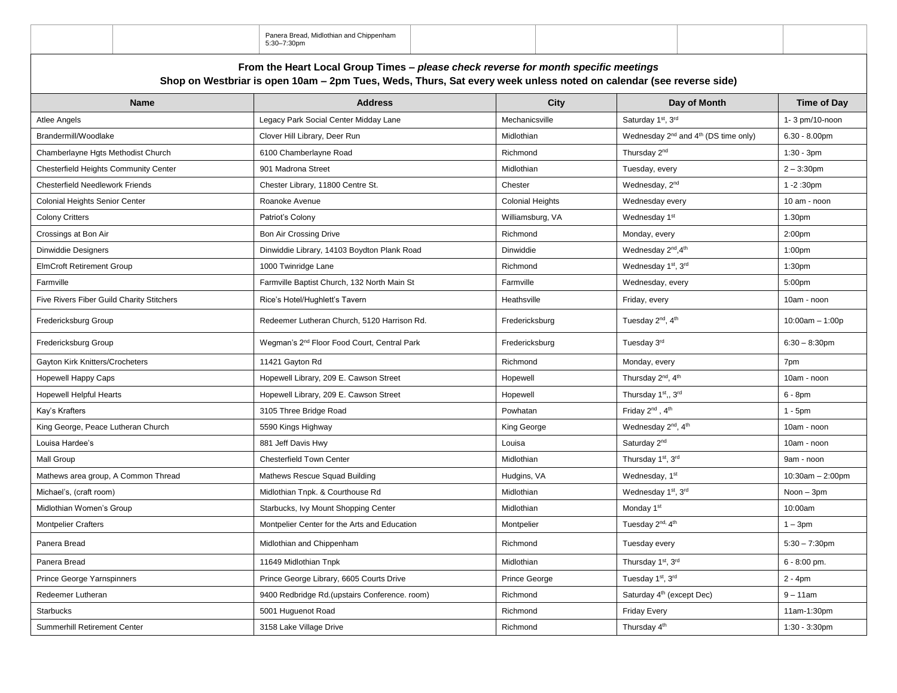| | | | | | | |
|---|---|---|---|---|---|---|
| | | Panera Bread, Midlothian and Chippenham 5:30–7:30pm | | | | |

**From the Heart Local Group Times – *please check reverse for month specific meetings***
**Shop on Westbriar is open 10am – 2pm Tues, Weds, Thurs, Sat every week unless noted on calendar (see reverse side)**

| Name | Address | City | Day of Month | Time of Day |
|---|---|---|---|---|
| Atlee Angels | Legacy Park Social Center Midday Lane | Mechanicsville | Saturday 1st, 3rd | 1- 3 pm/10-noon |
| Brandermill/Woodlake | Clover Hill Library, Deer Run | Midlothian | Wednesday 2nd and 4th (DS time only) | 6.30 - 8.00pm |
| Chamberlayne Hgts Methodist Church | 6100 Chamberlayne Road | Richmond | Thursday 2nd | 1:30 - 3pm |
| Chesterfield Heights Community Center | 901 Madrona Street | Midlothian | Tuesday, every | 2 – 3:30pm |
| Chesterfield Needlework Friends | Chester Library, 11800 Centre St. | Chester | Wednesday, 2nd | 1 -2 :30pm |
| Colonial Heights Senior Center | Roanoke Avenue | Colonial Heights | Wednesday every | 10 am - noon |
| Colony Critters | Patriot's Colony | Williamsburg, VA | Wednesday 1st | 1.30pm |
| Crossings at Bon Air | Bon Air Crossing Drive | Richmond | Monday, every | 2:00pm |
| Dinwiddie Designers | Dinwiddie Library, 14103 Boydton Plank Road | Dinwiddie | Wednesday 2nd,4th | 1:00pm |
| ElmCroft Retirement Group | 1000 Twinridge Lane | Richmond | Wednesday 1st, 3rd | 1:30pm |
| Farmville | Farmville Baptist Church, 132 North Main St | Farmville | Wednesday, every | 5:00pm |
| Five Rivers Fiber Guild Charity Stitchers | Rice's Hotel/Hughlett's Tavern | Heathsville | Friday, every | 10am - noon |
| Fredericksburg Group | Redeemer Lutheran Church, 5120 Harrison Rd. | Fredericksburg | Tuesday 2nd, 4th | 10:00am – 1:00p |
| Fredericksburg Group | Wegman's 2nd Floor Food Court, Central Park | Fredericksburg | Tuesday 3rd | 6:30 – 8:30pm |
| Gayton Kirk Knitters/Crocheters | 11421 Gayton Rd | Richmond | Monday, every | 7pm |
| Hopewell Happy Caps | Hopewell Library, 209 E. Cawson Street | Hopewell | Thursday 2nd, 4th | 10am - noon |
| Hopewell Helpful Hearts | Hopewell Library, 209 E. Cawson Street | Hopewell | Thursday 1st,, 3rd | 6 - 8pm |
| Kay's Krafters | 3105 Three Bridge Road | Powhatan | Friday 2nd , 4th | 1 - 5pm |
| King George, Peace Lutheran Church | 5590 Kings Highway | King George | Wednesday 2nd, 4th | 10am - noon |
| Louisa Hardee's | 881 Jeff Davis Hwy | Louisa | Saturday 2nd | 10am - noon |
| Mall Group | Chesterfield Town Center | Midlothian | Thursday 1st, 3rd | 9am - noon |
| Mathews area group, A Common Thread | Mathews Rescue Squad Building | Hudgins, VA | Wednesday, 1st | 10:30am – 2:00pm |
| Michael's, (craft room) | Midlothian Tnpk. & Courthouse Rd | Midlothian | Wednesday 1st, 3rd | Noon – 3pm |
| Midlothian Women's Group | Starbucks, Ivy Mount Shopping Center | Midlothian | Monday 1st | 10:00am |
| Montpelier Crafters | Montpelier Center for the Arts and Education | Montpelier | Tuesday 2nd, 4th | 1 – 3pm |
| Panera Bread | Midlothian and Chippenham | Richmond | Tuesday every | 5:30 – 7:30pm |
| Panera Bread | 11649 Midlothian Tnpk | Midlothian | Thursday 1st, 3rd | 6 - 8:00 pm. |
| Prince George Yarnspinners | Prince George Library, 6605 Courts Drive | Prince George | Tuesday 1st, 3rd | 2 - 4pm |
| Redeemer Lutheran | 9400 Redbridge Rd.(upstairs Conference. room) | Richmond | Saturday 4th (except Dec) | 9 – 11am |
| Starbucks | 5001 Huguenot Road | Richmond | Friday Every | 11am-1:30pm |
| Summerhill Retirement Center | 3158 Lake Village Drive | Richmond | Thursday 4th | 1:30 - 3:30pm |